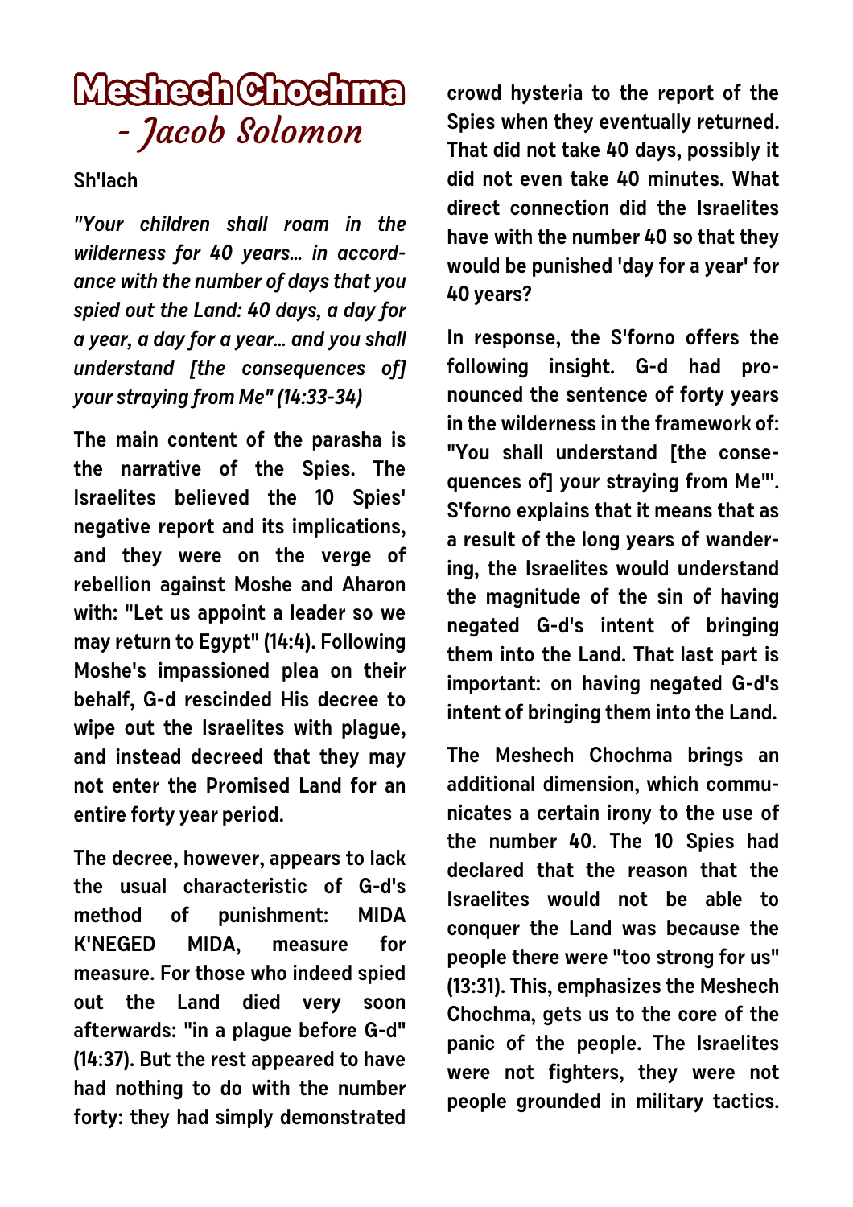# Meshech Chochma - *Jacob Solomon*

**Sh'lach**

***"Your children shall roam in the wilderness for 40 years... in accordance with the number of days that you spied out the Land: 40 days, a day for a year, a day for a year... and you shall understand [the consequences of] your straying from Me" (14:33-34)***

**The main content of the parasha is the narrative of the Spies. The Israelites believed the 10 Spies' negative report and its implications, and they were on the verge of rebellion against Moshe and Aharon with: "Let us appoint a leader so we may return to Egypt" (14:4). Following Moshe's impassioned plea on their behalf, G-d rescinded His decree to wipe out the Israelites with plague, and instead decreed that they may not enter the Promised Land for an entire forty year period.**

**The decree, however, appears to lack the usual characteristic of G-d's method of punishment: MIDA K'NEGED MIDA, measure for measure. For those who indeed spied out the Land died very soon afterwards: "in a plague before G-d" (14:37). But the rest appeared to have had nothing to do with the number forty: they had simply demonstrated crowd hysteria to the report of the Spies when they eventually returned. That did not take 40 days, possibly it did not even take 40 minutes. What direct connection did the Israelites have with the number 40 so that they would be punished 'day for a year' for 40 years?**

**In response, the S'forno offers the following insight. G-d had pronounced the sentence of forty years in the wilderness in the framework of: "You shall understand [the consequences of] your straying from Me"'. S'forno explains that it means that as a result of the long years of wandering, the Israelites would understand the magnitude of the sin of having negated G-d's intent of bringing them into the Land. That last part is important: on having negated G-d's intent of bringing them into the Land.**

**The Meshech Chochma brings an additional dimension, which communicates a certain irony to the use of the number 40. The 10 Spies had declared that the reason that the Israelites would not be able to conquer the Land was because the people there were "too strong for us" (13:31). This, emphasizes the Meshech Chochma, gets us to the core of the panic of the people. The Israelites were not fighters, they were not people grounded in military tactics.**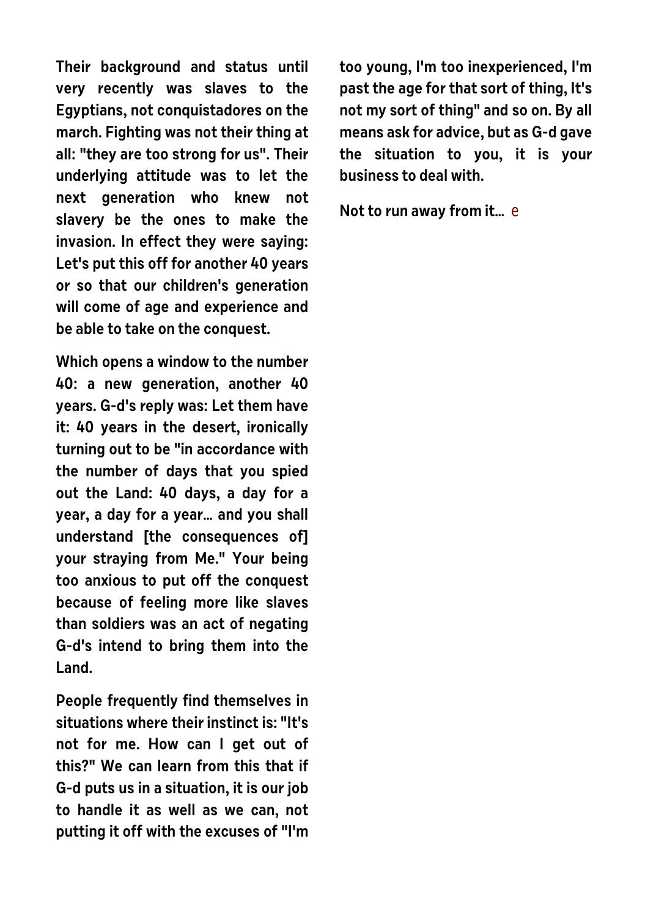**Their background and status until very recently was slaves to the Egyptians, not conquistadores on the march. Fighting was not their thing at all: "they are too strong for us". Their underlying attitude was to let the next generation who knew not slavery be the ones to make the invasion. In effect they were saying: Let's put this off for another 40 years or so that our children's generation will come of age and experience and be able to take on the conquest.**

**Which opens a window to the number 40: a new generation, another 40 years. G-d's reply was: Let them have it: 40 years in the desert, ironically turning out to be "in accordance with the number of days that you spied out the Land: 40 days, a day for a year, a day for a year... and you shall understand [the consequences of] your straying from Me." Your being too anxious to put off the conquest because of feeling more like slaves than soldiers was an act of negating G-d's intend to bring them into the Land.**

**People frequently find themselves in situations where their instinct is: "It's not for me. How can I get out of this?" We can learn from this that if G-d puts us in a situation, it is our job to handle it as well as we can, not putting it off with the excuses of "I'm too young, I'm too inexperienced, I'm past the age for that sort of thing, It's not my sort of thing" and so on. By all means ask for advice, but as G-d gave the situation to you, it is your business to deal with.**

**Not to run away from it...** e